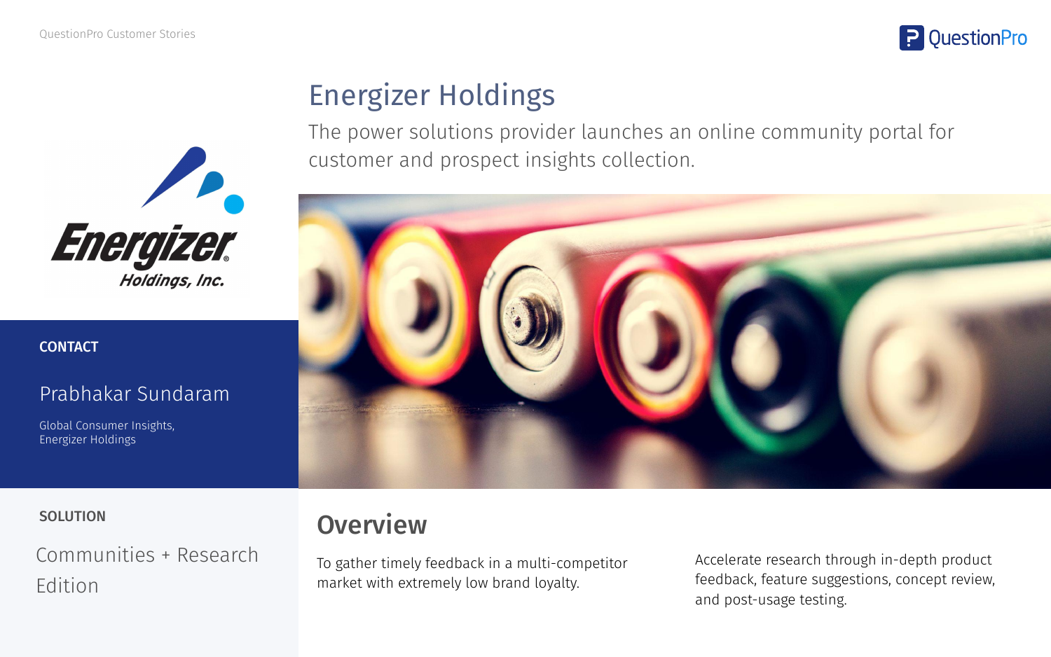# Energizer Holdings

The power solutions provider launches an online community portal for customer and prospect insights collection.

**CONTACT**

Prabhakar Sundaram

Global Consumer Insights,
Energizer Holdings

**SOLUTION**

Communities + Research Edition

## Overview

To gather timely feedback in a multi-competitor market with extremely low brand loyalty.

Accelerate research through in-depth product feedback, feature suggestions, concept review, and post-usage testing.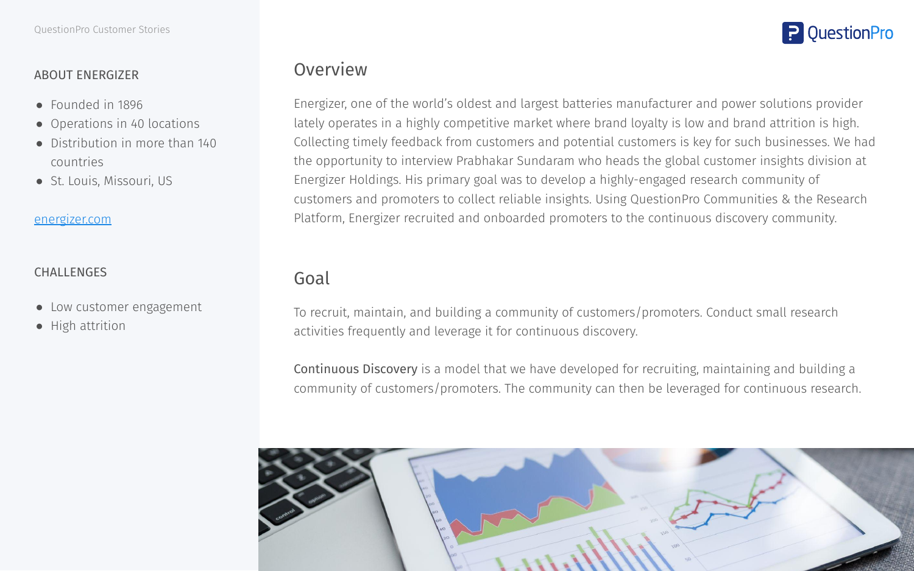QuestionPro Customer Stories

## ABOUT ENERGIZER

- Founded in 1896
- Operations in 40 locations
- Distribution in more than 140 countries
- St. Louis, Missouri, US

[energizer.com](energizer.com)

## CHALLENGES

- Low customer engagement
- High attrition

## Overview

Energizer, one of the world's oldest and largest batteries manufacturer and power solutions provider lately operates in a highly competitive market where brand loyalty is low and brand attrition is high. Collecting timely feedback from customers and potential customers is key for such businesses. We had the opportunity to interview Prabhakar Sundaram who heads the global customer insights division at Energizer Holdings. His primary goal was to develop a highly-engaged research community of customers and promoters to collect reliable insights. Using QuestionPro Communities & the Research Platform, Energizer recruited and onboarded promoters to the continuous discovery community.

## Goal

To recruit, maintain, and building a community of customers/promoters. Conduct small research activities frequently and leverage it for continuous discovery.

Continuous Discovery is a model that we have developed for recruiting, maintaining and building a community of customers/promoters. The community can then be leveraged for continuous research.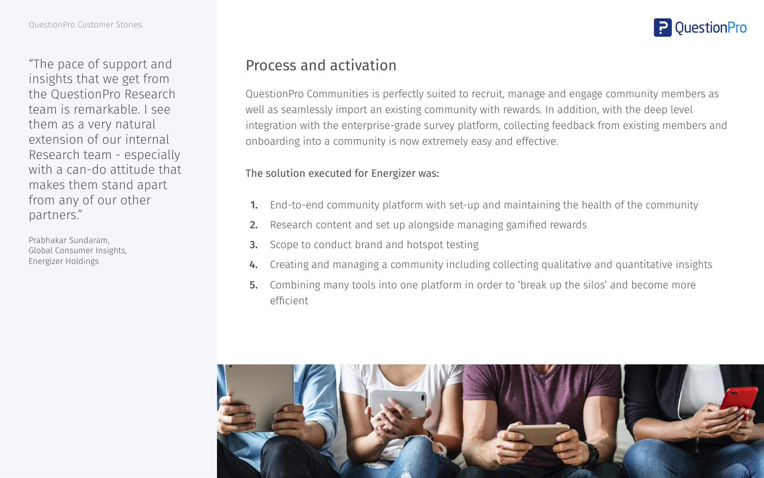> "The pace of support and insights that we get from the QuestionPro Research team is remarkable. I see them as a very natural extension of our internal Research team - especially with a can-do attitude that makes them stand apart from any of our other partners."

Prabhakar Sundaram,
Global Consumer Insights,
Energizer Holdings

## Process and activation

QuestionPro Communities is perfectly suited to recruit, manage and engage community members as well as seamlessly import an existing community with rewards. In addition, with the deep level integration with the enterprise-grade survey platform, collecting feedback from existing members and onboarding into a community is now extremely easy and effective.

The solution executed for Energizer was:

1. End-to-end community platform with set-up and maintaining the health of the community
2. Research content and set up alongside managing gamified rewards
3. Scope to conduct brand and hotspot testing
4. Creating and managing a community including collecting qualitative and quantitative insights
5. Combining many tools into one platform in order to 'break up the silos' and become more efficient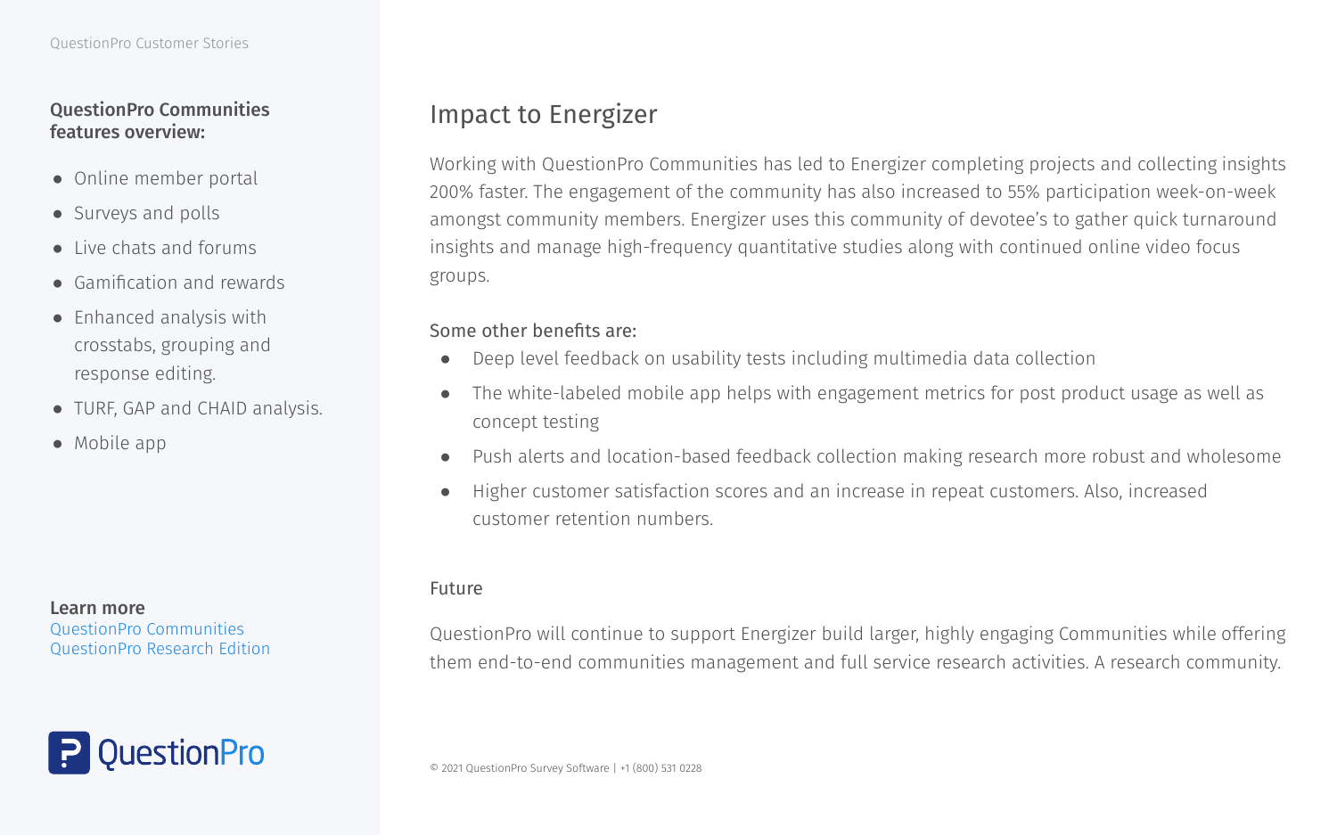## QuestionPro Communities features overview:

- Online member portal
- Surveys and polls
- Live chats and forums
- Gamification and rewards
- Enhanced analysis with crosstabs, grouping and response editing.
- TURF, GAP and CHAID analysis.
- Mobile app

**Learn more**

QuestionPro Communities
QuestionPro Research Edition

## Impact to Energizer

Working with QuestionPro Communities has led to Energizer completing projects and collecting insights 200% faster. The engagement of the community has also increased to 55% participation week-on-week amongst community members. Energizer uses this community of devotee's to gather quick turnaround insights and manage high-frequency quantitative studies along with continued online video focus groups.

Some other benefits are:

- Deep level feedback on usability tests including multimedia data collection
- The white-labeled mobile app helps with engagement metrics for post product usage as well as concept testing
- Push alerts and location-based feedback collection making research more robust and wholesome
- Higher customer satisfaction scores and an increase in repeat customers. Also, increased customer retention numbers.

### Future

QuestionPro will continue to support Energizer build larger, highly engaging Communities while offering them end-to-end communities management and full service research activities. A research community.

© 2021 QuestionPro Survey Software | +1 (800) 531 0228